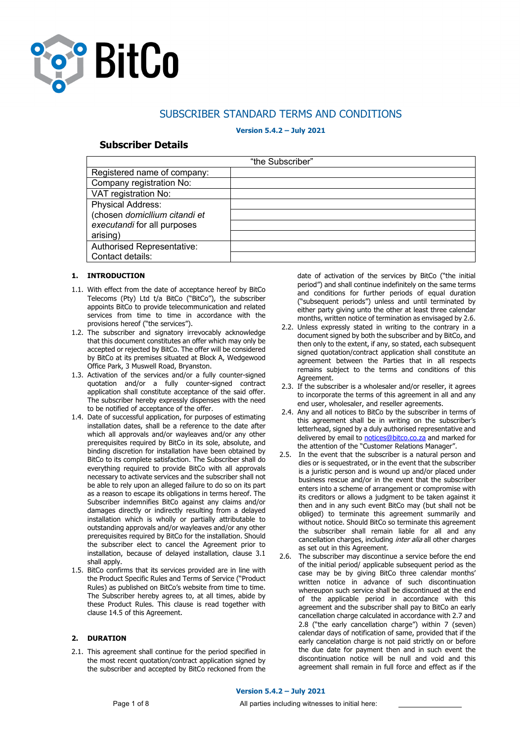BitCo

# SUBSCRIBER STANDARD TERMS AND CONDITIONS

**Version 5.4.2 – July 2021**

## Subscriber Details

| "the Subscriber" | |
|---|---|
| Registered name of company: | |
| Company registration No: | |
| VAT registration No: | |
| Physical Address: (chosen *domicllium citandi et executandi* for all purposes arising) | |
| Authorised Representative: | |
| Contact details: | |

### 1. INTRODUCTION

1.1. With effect from the date of acceptance hereof by BitCo Telecoms (Pty) Ltd t/a BitCo ("BitCo"), the subscriber appoints BitCo to provide telecommunication and related services from time to time in accordance with the provisions hereof ("the services").

1.2. The subscriber and signatory irrevocably acknowledge that this document constitutes an offer which may only be accepted or rejected by BitCo. The offer will be considered by BitCo at its premises situated at Block A, Wedgewood Office Park, 3 Muswell Road, Bryanston.

1.3. Activation of the services and/or a fully counter-signed quotation and/or a fully counter-signed contract application shall constitute acceptance of the said offer. The subscriber hereby expressly dispenses with the need to be notified of acceptance of the offer.

1.4. Date of successful application, for purposes of estimating installation dates, shall be a reference to the date after which all approvals and/or wayleaves and/or any other prerequisites required by BitCo in its sole, absolute, and binding discretion for installation have been obtained by BitCo to its complete satisfaction. The Subscriber shall do everything required to provide BitCo with all approvals necessary to activate services and the subscriber shall not be able to rely upon an alleged failure to do so on its part as a reason to escape its obligations in terms hereof. The Subscriber indemnifies BitCo against any claims and/or damages directly or indirectly resulting from a delayed installation which is wholly or partially attributable to outstanding approvals and/or wayleaves and/or any other prerequisites required by BitCo for the installation. Should the subscriber elect to cancel the Agreement prior to installation, because of delayed installation, clause 3.1 shall apply.

1.5. BitCo confirms that its services provided are in line with the Product Specific Rules and Terms of Service ("Product Rules) as published on BitCo's website from time to time. The Subscriber hereby agrees to, at all times, abide by these Product Rules. This clause is read together with clause 14.5 of this Agreement.

### 2. DURATION

2.1. This agreement shall continue for the period specified in the most recent quotation/contract application signed by the subscriber and accepted by BitCo reckoned from the date of activation of the services by BitCo ("the initial period") and shall continue indefinitely on the same terms and conditions for further periods of equal duration ("subsequent periods") unless and until terminated by either party giving unto the other at least three calendar months, written notice of termination as envisaged by 2.6.

2.2. Unless expressly stated in writing to the contrary in a document signed by both the subscriber and by BitCo, and then only to the extent, if any, so stated, each subsequent signed quotation/contract application shall constitute an agreement between the Parties that in all respects remains subject to the terms and conditions of this Agreement.

2.3. If the subscriber is a wholesaler and/or reseller, it agrees to incorporate the terms of this agreement in all and any end user, wholesaler, and reseller agreements.

2.4. Any and all notices to BitCo by the subscriber in terms of this agreement shall be in writing on the subscriber's letterhead, signed by a duly authorised representative and delivered by email to notices@bitco.co.za and marked for the attention of the "Customer Relations Manager".

2.5. In the event that the subscriber is a natural person and dies or is sequestrated, or in the event that the subscriber is a juristic person and is wound up and/or placed under business rescue and/or in the event that the subscriber enters into a scheme of arrangement or compromise with its creditors or allows a judgment to be taken against it then and in any such event BitCo may (but shall not be obliged) to terminate this agreement summarily and without notice. Should BitCo so terminate this agreement the subscriber shall remain liable for all and any cancellation charges, including *inter alia* all other charges as set out in this Agreement.

2.6. The subscriber may discontinue a service before the end of the initial period/ applicable subsequent period as the case may be by giving BitCo three calendar months' written notice in advance of such discontinuation whereupon such service shall be discontinued at the end of the applicable period in accordance with this agreement and the subscriber shall pay to BitCo an early cancellation charge calculated in accordance with 2.7 and 2.8 ("the early cancellation charge") within 7 (seven) calendar days of notification of same, provided that if the early cancellation charge is not paid strictly on or before the due date for payment then and in such event the discontinuation notice will be null and void and this agreement shall remain in full force and effect as if the

All parties including witnesses to initial here: \_\_\_\_\_\_\_\_\_\_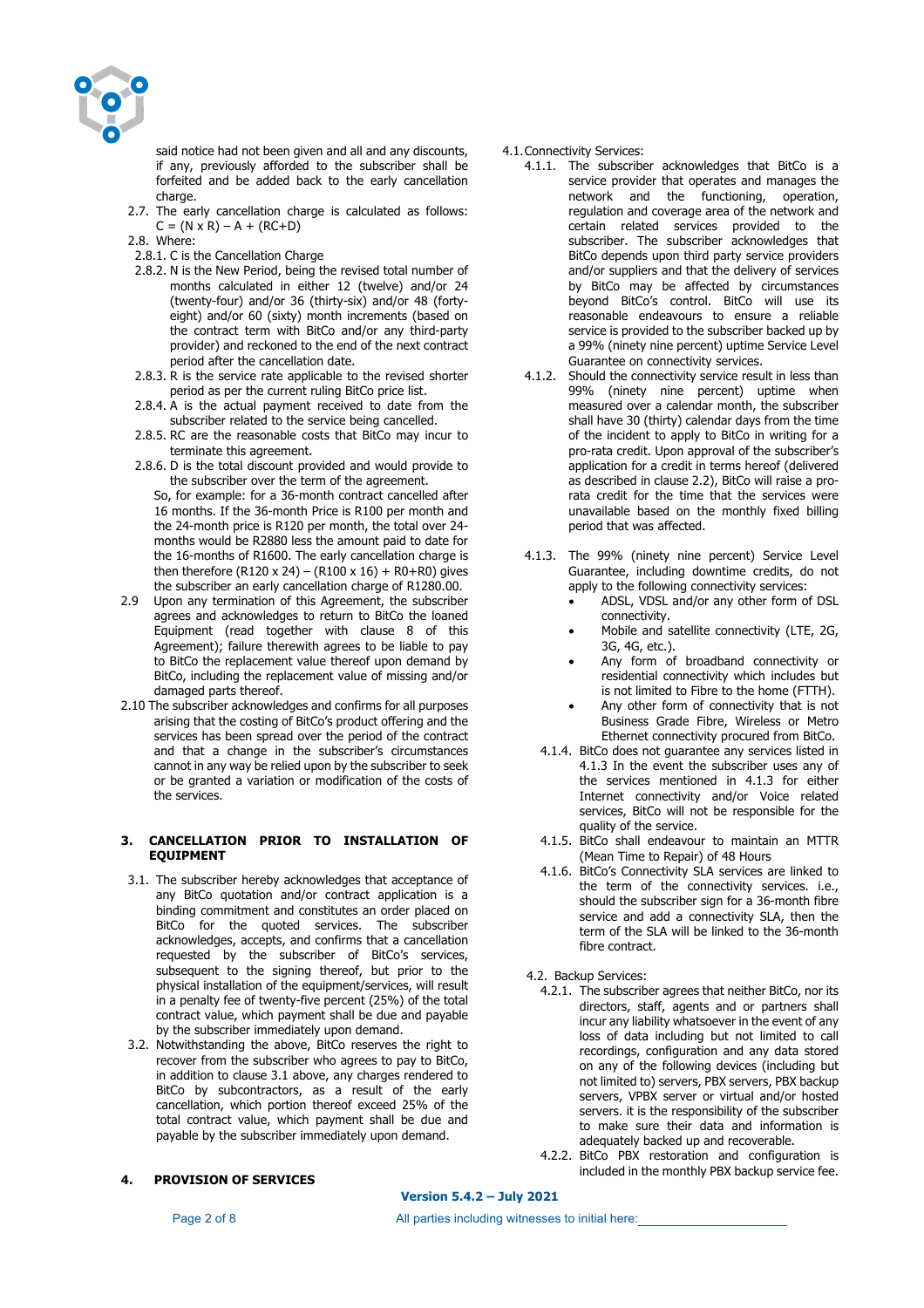said notice had not been given and all and any discounts, if any, previously afforded to the subscriber shall be forfeited and be added back to the early cancellation charge.

2.7. The early cancellation charge is calculated as follows: $C = (N \times R) - A + (RC+D)$

2.8. Where:

2.8.1. C is the Cancellation Charge

2.8.2. N is the New Period, being the revised total number of months calculated in either 12 (twelve) and/or 24 (twenty-four) and/or 36 (thirty-six) and/or 48 (forty-eight) and/or 60 (sixty) month increments (based on the contract term with BitCo and/or any third-party provider) and reckoned to the end of the next contract period after the cancellation date.

2.8.3. R is the service rate applicable to the revised shorter period as per the current ruling BitCo price list.

2.8.4. A is the actual payment received to date from the subscriber related to the service being cancelled.

2.8.5. RC are the reasonable costs that BitCo may incur to terminate this agreement.

2.8.6. D is the total discount provided and would provide to the subscriber over the term of the agreement.

So, for example: for a 36-month contract cancelled after 16 months. If the 36-month Price is R100 per month and the 24-month price is R120 per month, the total over 24-months would be R2880 less the amount paid to date for the 16-months of R1600. The early cancellation charge is then therefore (R120 x 24) – (R100 x 16) + R0+R0) gives the subscriber an early cancellation charge of R1280.00.

2.9 Upon any termination of this Agreement, the subscriber agrees and acknowledges to return to BitCo the loaned Equipment (read together with clause 8 of this Agreement); failure therewith agrees to be liable to pay to BitCo the replacement value thereof upon demand by BitCo, including the replacement value of missing and/or damaged parts thereof.

2.10 The subscriber acknowledges and confirms for all purposes arising that the costing of BitCo's product offering and the services has been spread over the period of the contract and that a change in the subscriber's circumstances cannot in any way be relied upon by the subscriber to seek or be granted a variation or modification of the costs of the services.

## 3. CANCELLATION PRIOR TO INSTALLATION OF EQUIPMENT

3.1. The subscriber hereby acknowledges that acceptance of any BitCo quotation and/or contract application is a binding commitment and constitutes an order placed on BitCo for the quoted services. The subscriber acknowledges, accepts, and confirms that a cancellation requested by the subscriber of BitCo's services, subsequent to the signing thereof, but prior to the physical installation of the equipment/services, will result in a penalty fee of twenty-five percent (25%) of the total contract value, which payment shall be due and payable by the subscriber immediately upon demand.

3.2. Notwithstanding the above, BitCo reserves the right to recover from the subscriber who agrees to pay to BitCo, in addition to clause 3.1 above, any charges rendered to BitCo by subcontractors, as a result of the early cancellation, which portion thereof exceed 25% of the total contract value, which payment shall be due and payable by the subscriber immediately upon demand.

## 4. PROVISION OF SERVICES

4.1. Connectivity Services:

4.1.1. The subscriber acknowledges that BitCo is a service provider that operates and manages the network and the functioning, operation, regulation and coverage area of the network and certain related services provided to the subscriber. The subscriber acknowledges that BitCo depends upon third party service providers and/or suppliers and that the delivery of services by BitCo may be affected by circumstances beyond BitCo's control. BitCo will use its reasonable endeavours to ensure a reliable service is provided to the subscriber backed up by a 99% (ninety nine percent) uptime Service Level Guarantee on connectivity services.

4.1.2. Should the connectivity service result in less than 99% (ninety nine percent) uptime when measured over a calendar month, the subscriber shall have 30 (thirty) calendar days from the time of the incident to apply to BitCo in writing for a pro-rata credit. Upon approval of the subscriber's application for a credit in terms hereof (delivered as described in clause 2.2), BitCo will raise a pro-rata credit for the time that the services were unavailable based on the monthly fixed billing period that was affected.

4.1.3. The 99% (ninety nine percent) Service Level Guarantee, including downtime credits, do not apply to the following connectivity services:

- ADSL, VDSL and/or any other form of DSL connectivity.
- Mobile and satellite connectivity (LTE, 2G, 3G, 4G, etc.).
- Any form of broadband connectivity or residential connectivity which includes but is not limited to Fibre to the home (FTTH).
- Any other form of connectivity that is not Business Grade Fibre, Wireless or Metro Ethernet connectivity procured from BitCo.

4.1.4. BitCo does not guarantee any services listed in 4.1.3 In the event the subscriber uses any of the services mentioned in 4.1.3 for either Internet connectivity and/or Voice related services, BitCo will not be responsible for the quality of the service.

4.1.5. BitCo shall endeavour to maintain an MTTR (Mean Time to Repair) of 48 Hours

4.1.6. BitCo's Connectivity SLA services are linked to the term of the connectivity services. i.e., should the subscriber sign for a 36-month fibre service and add a connectivity SLA, then the term of the SLA will be linked to the 36-month fibre contract.

4.2. Backup Services:

4.2.1. The subscriber agrees that neither BitCo, nor its directors, staff, agents and or partners shall incur any liability whatsoever in the event of any loss of data including but not limited to call recordings, configuration and any data stored on any of the following devices (including but not limited to) servers, PBX servers, PBX backup servers, VPBX server or virtual and/or hosted servers. it is the responsibility of the subscriber to make sure their data and information is adequately backed up and recoverable.

4.2.2. BitCo PBX restoration and configuration is included in the monthly PBX backup service fee.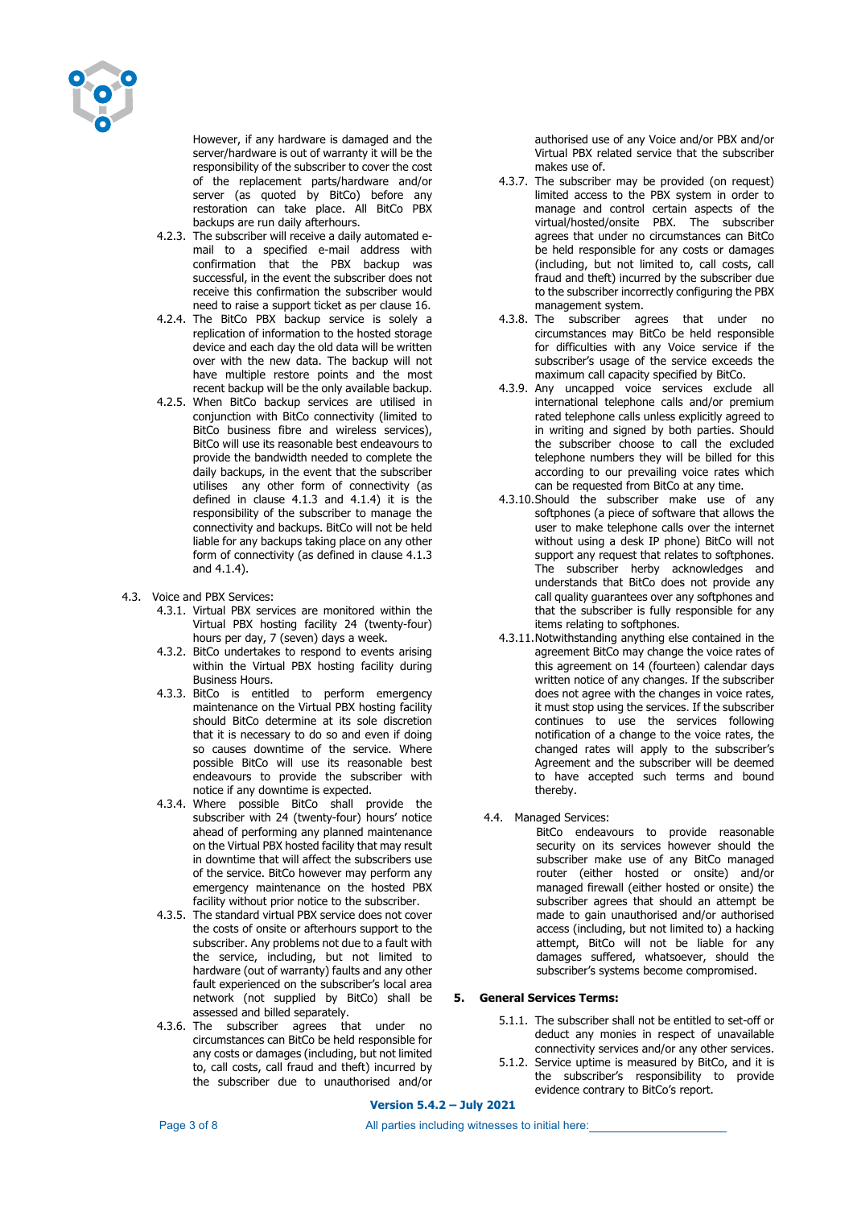However, if any hardware is damaged and the server/hardware is out of warranty it will be the responsibility of the subscriber to cover the cost of the replacement parts/hardware and/or server (as quoted by BitCo) before any restoration can take place. All BitCo PBX backups are run daily afterhours.

4.2.3. The subscriber will receive a daily automated e-mail to a specified e-mail address with confirmation that the PBX backup was successful, in the event the subscriber does not receive this confirmation the subscriber would need to raise a support ticket as per clause 16.

4.2.4. The BitCo PBX backup service is solely a replication of information to the hosted storage device and each day the old data will be written over with the new data. The backup will not have multiple restore points and the most recent backup will be the only available backup.

4.2.5. When BitCo backup services are utilised in conjunction with BitCo connectivity (limited to BitCo business fibre and wireless services), BitCo will use its reasonable best endeavours to provide the bandwidth needed to complete the daily backups, in the event that the subscriber utilises any other form of connectivity (as defined in clause 4.1.3 and 4.1.4) it is the responsibility of the subscriber to manage the connectivity and backups. BitCo will not be held liable for any backups taking place on any other form of connectivity (as defined in clause 4.1.3 and 4.1.4).

4.3. Voice and PBX Services:

4.3.1. Virtual PBX services are monitored within the Virtual PBX hosting facility 24 (twenty-four) hours per day, 7 (seven) days a week.

4.3.2. BitCo undertakes to respond to events arising within the Virtual PBX hosting facility during Business Hours.

4.3.3. BitCo is entitled to perform emergency maintenance on the Virtual PBX hosting facility should BitCo determine at its sole discretion that it is necessary to do so and even if doing so causes downtime of the service. Where possible BitCo will use its reasonable best endeavours to provide the subscriber with notice if any downtime is expected.

4.3.4. Where possible BitCo shall provide the subscriber with 24 (twenty-four) hours' notice ahead of performing any planned maintenance on the Virtual PBX hosted facility that may result in downtime that will affect the subscribers use of the service. BitCo however may perform any emergency maintenance on the hosted PBX facility without prior notice to the subscriber.

4.3.5. The standard virtual PBX service does not cover the costs of onsite or afterhours support to the subscriber. Any problems not due to a fault with the service, including, but not limited to hardware (out of warranty) faults and any other fault experienced on the subscriber's local area network (not supplied by BitCo) shall be assessed and billed separately.

4.3.6. The subscriber agrees that under no circumstances can BitCo be held responsible for any costs or damages (including, but not limited to, call costs, call fraud and theft) incurred by the subscriber due to unauthorised and/or authorised use of any Voice and/or PBX and/or Virtual PBX related service that the subscriber makes use of.

4.3.7. The subscriber may be provided (on request) limited access to the PBX system in order to manage and control certain aspects of the virtual/hosted/onsite PBX. The subscriber agrees that under no circumstances can BitCo be held responsible for any costs or damages (including, but not limited to, call costs, call fraud and theft) incurred by the subscriber due to the subscriber incorrectly configuring the PBX management system.

4.3.8. The subscriber agrees that under no circumstances may BitCo be held responsible for difficulties with any Voice service if the subscriber's usage of the service exceeds the maximum call capacity specified by BitCo.

4.3.9. Any uncapped voice services exclude all international telephone calls and/or premium rated telephone calls unless explicitly agreed to in writing and signed by both parties. Should the subscriber choose to call the excluded telephone numbers they will be billed for this according to our prevailing voice rates which can be requested from BitCo at any time.

4.3.10. Should the subscriber make use of any softphones (a piece of software that allows the user to make telephone calls over the internet without using a desk IP phone) BitCo will not support any request that relates to softphones. The subscriber herby acknowledges and understands that BitCo does not provide any call quality guarantees over any softphones and that the subscriber is fully responsible for any items relating to softphones.

4.3.11. Notwithstanding anything else contained in the agreement BitCo may change the voice rates of this agreement on 14 (fourteen) calendar days written notice of any changes. If the subscriber does not agree with the changes in voice rates, it must stop using the services. If the subscriber continues to use the services following notification of a change to the voice rates, the changed rates will apply to the subscriber's Agreement and the subscriber will be deemed to have accepted such terms and bound thereby.

4.4. Managed Services:

BitCo endeavours to provide reasonable security on its services however should the subscriber make use of any BitCo managed router (either hosted or onsite) and/or managed firewall (either hosted or onsite) the subscriber agrees that should an attempt be made to gain unauthorised and/or authorised access (including, but not limited to) a hacking attempt, BitCo will not be liable for any damages suffered, whatsoever, should the subscriber's systems become compromised.

## 5. General Services Terms:

5.1.1. The subscriber shall not be entitled to set-off or deduct any monies in respect of unavailable connectivity services and/or any other services.

5.1.2. Service uptime is measured by BitCo, and it is the subscriber's responsibility to provide evidence contrary to BitCo's report.

**Version 5.4.2 – July 2021**

All parties including witnesses to initial here: ____________________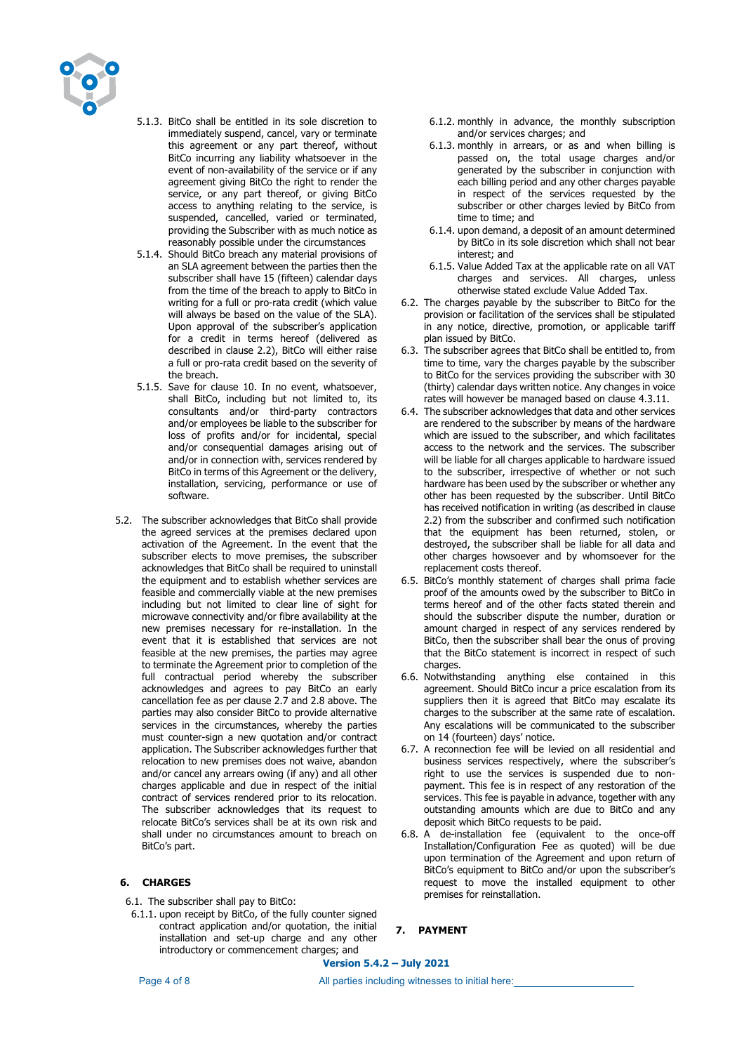5.1.3. BitCo shall be entitled in its sole discretion to immediately suspend, cancel, vary or terminate this agreement or any part thereof, without BitCo incurring any liability whatsoever in the event of non-availability of the service or if any agreement giving BitCo the right to render the service, or any part thereof, or giving BitCo access to anything relating to the service, is suspended, cancelled, varied or terminated, providing the Subscriber with as much notice as reasonably possible under the circumstances

5.1.4. Should BitCo breach any material provisions of an SLA agreement between the parties then the subscriber shall have 15 (fifteen) calendar days from the time of the breach to apply to BitCo in writing for a full or pro-rata credit (which value will always be based on the value of the SLA). Upon approval of the subscriber's application for a credit in terms hereof (delivered as described in clause 2.2), BitCo will either raise a full or pro-rata credit based on the severity of the breach.

5.1.5. Save for clause 10. In no event, whatsoever, shall BitCo, including but not limited to, its consultants and/or third-party contractors and/or employees be liable to the subscriber for loss of profits and/or for incidental, special and/or consequential damages arising out of and/or in connection with, services rendered by BitCo in terms of this Agreement or the delivery, installation, servicing, performance or use of software.

5.2. The subscriber acknowledges that BitCo shall provide the agreed services at the premises declared upon activation of the Agreement. In the event that the subscriber elects to move premises, the subscriber acknowledges that BitCo shall be required to uninstall the equipment and to establish whether services are feasible and commercially viable at the new premises including but not limited to clear line of sight for microwave connectivity and/or fibre availability at the new premises necessary for re-installation. In the event that it is established that services are not feasible at the new premises, the parties may agree to terminate the Agreement prior to completion of the full contractual period whereby the subscriber acknowledges and agrees to pay BitCo an early cancellation fee as per clause 2.7 and 2.8 above. The parties may also consider BitCo to provide alternative services in the circumstances, whereby the parties must counter-sign a new quotation and/or contract application. The Subscriber acknowledges further that relocation to new premises does not waive, abandon and/or cancel any arrears owing (if any) and all other charges applicable and due in respect of the initial contract of services rendered prior to its relocation. The subscriber acknowledges that its request to relocate BitCo's services shall be at its own risk and shall under no circumstances amount to breach on BitCo's part.

## 6. CHARGES

6.1. The subscriber shall pay to BitCo:

6.1.1. upon receipt by BitCo, of the fully counter signed contract application and/or quotation, the initial installation and set-up charge and any other introductory or commencement charges; and

6.1.2. monthly in advance, the monthly subscription and/or services charges; and

6.1.3. monthly in arrears, or as and when billing is passed on, the total usage charges and/or generated by the subscriber in conjunction with each billing period and any other charges payable in respect of the services requested by the subscriber or other charges levied by BitCo from time to time; and

6.1.4. upon demand, a deposit of an amount determined by BitCo in its sole discretion which shall not bear interest; and

6.1.5. Value Added Tax at the applicable rate on all VAT charges and services. All charges, unless otherwise stated exclude Value Added Tax.

6.2. The charges payable by the subscriber to BitCo for the provision or facilitation of the services shall be stipulated in any notice, directive, promotion, or applicable tariff plan issued by BitCo.

6.3. The subscriber agrees that BitCo shall be entitled to, from time to time, vary the charges payable by the subscriber to BitCo for the services providing the subscriber with 30 (thirty) calendar days written notice. Any changes in voice rates will however be managed based on clause 4.3.11.

6.4. The subscriber acknowledges that data and other services are rendered to the subscriber by means of the hardware which are issued to the subscriber, and which facilitates access to the network and the services. The subscriber will be liable for all charges applicable to hardware issued to the subscriber, irrespective of whether or not such hardware has been used by the subscriber or whether any other has been requested by the subscriber. Until BitCo has received notification in writing (as described in clause 2.2) from the subscriber and confirmed such notification that the equipment has been returned, stolen, or destroyed, the subscriber shall be liable for all data and other charges howsoever and by whomsoever for the replacement costs thereof.

6.5. BitCo's monthly statement of charges shall prima facie proof of the amounts owed by the subscriber to BitCo in terms hereof and of the other facts stated therein and should the subscriber dispute the number, duration or amount charged in respect of any services rendered by BitCo, then the subscriber shall bear the onus of proving that the BitCo statement is incorrect in respect of such charges.

6.6. Notwithstanding anything else contained in this agreement. Should BitCo incur a price escalation from its suppliers then it is agreed that BitCo may escalate its charges to the subscriber at the same rate of escalation. Any escalations will be communicated to the subscriber on 14 (fourteen) days' notice.

6.7. A reconnection fee will be levied on all residential and business services respectively, where the subscriber's right to use the services is suspended due to non-payment. This fee is in respect of any restoration of the services. This fee is payable in advance, together with any outstanding amounts which are due to BitCo and any deposit which BitCo requests to be paid.

6.8. A de-installation fee (equivalent to the once-off Installation/Configuration Fee as quoted) will be due upon termination of the Agreement and upon return of BitCo's equipment to BitCo and/or upon the subscriber's request to move the installed equipment to other premises for reinstallation.

## 7. PAYMENT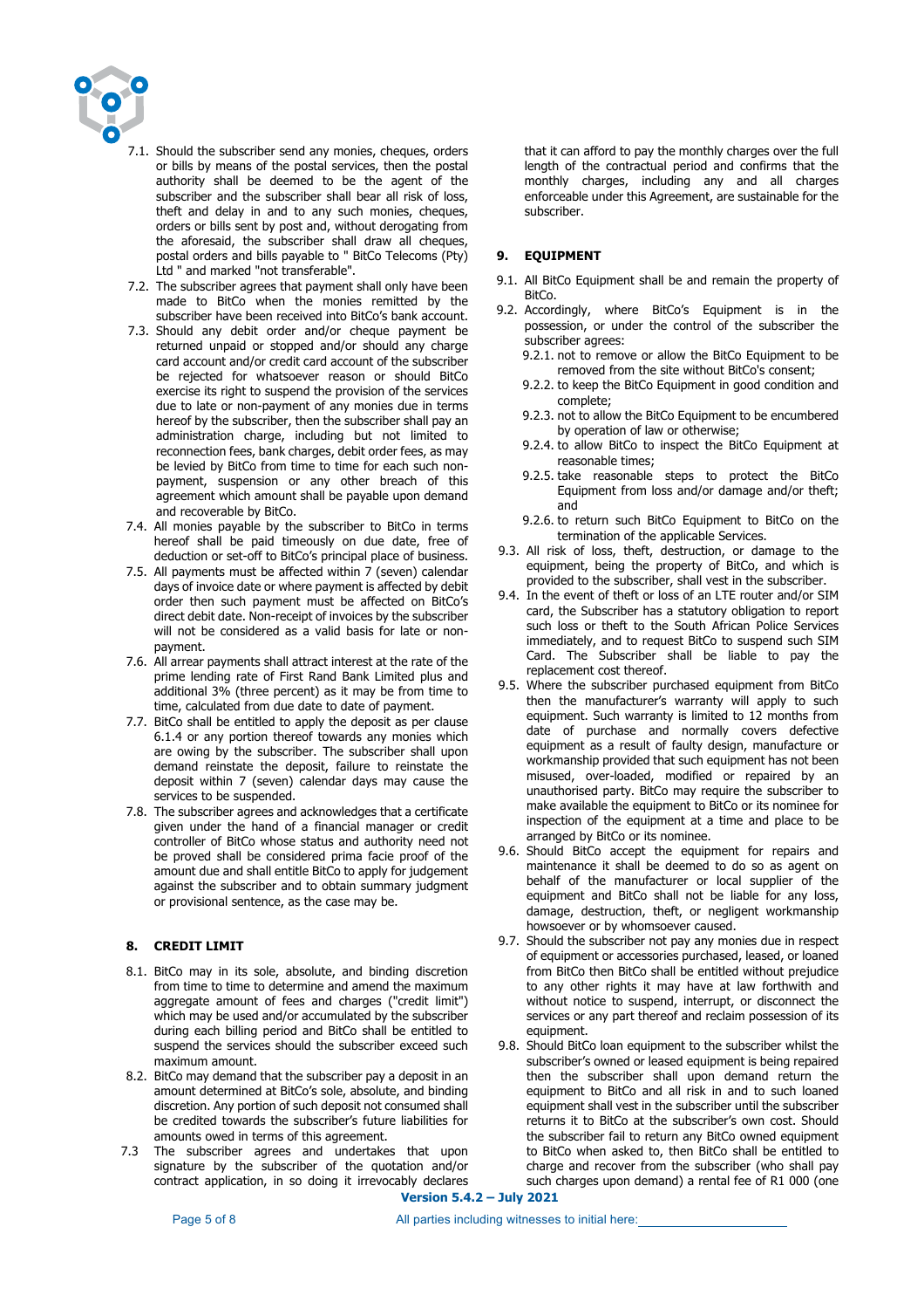7.1. Should the subscriber send any monies, cheques, orders or bills by means of the postal services, then the postal authority shall be deemed to be the agent of the subscriber and the subscriber shall bear all risk of loss, theft and delay in and to any such monies, cheques, orders or bills sent by post and, without derogating from the aforesaid, the subscriber shall draw all cheques, postal orders and bills payable to " BitCo Telecoms (Pty) Ltd " and marked "not transferable".

7.2. The subscriber agrees that payment shall only have been made to BitCo when the monies remitted by the subscriber have been received into BitCo's bank account.

7.3. Should any debit order and/or cheque payment be returned unpaid or stopped and/or should any charge card account and/or credit card account of the subscriber be rejected for whatsoever reason or should BitCo exercise its right to suspend the provision of the services due to late or non-payment of any monies due in terms hereof by the subscriber, then the subscriber shall pay an administration charge, including but not limited to reconnection fees, bank charges, debit order fees, as may be levied by BitCo from time to time for each such non-payment, suspension or any other breach of this agreement which amount shall be payable upon demand and recoverable by BitCo.

7.4. All monies payable by the subscriber to BitCo in terms hereof shall be paid timeously on due date, free of deduction or set-off to BitCo's principal place of business.

7.5. All payments must be affected within 7 (seven) calendar days of invoice date or where payment is affected by debit order then such payment must be affected on BitCo's direct debit date. Non-receipt of invoices by the subscriber will not be considered as a valid basis for late or non-payment.

7.6. All arrear payments shall attract interest at the rate of the prime lending rate of First Rand Bank Limited plus and additional 3% (three percent) as it may be from time to time, calculated from due date to date of payment.

7.7. BitCo shall be entitled to apply the deposit as per clause 6.1.4 or any portion thereof towards any monies which are owing by the subscriber. The subscriber shall upon demand reinstate the deposit, failure to reinstate the deposit within 7 (seven) calendar days may cause the services to be suspended.

7.8. The subscriber agrees and acknowledges that a certificate given under the hand of a financial manager or credit controller of BitCo whose status and authority need not be proved shall be considered prima facie proof of the amount due and shall entitle BitCo to apply for judgement against the subscriber and to obtain summary judgment or provisional sentence, as the case may be.

## 8. CREDIT LIMIT

8.1. BitCo may in its sole, absolute, and binding discretion from time to time to determine and amend the maximum aggregate amount of fees and charges ("credit limit") which may be used and/or accumulated by the subscriber during each billing period and BitCo shall be entitled to suspend the services should the subscriber exceed such maximum amount.

8.2. BitCo may demand that the subscriber pay a deposit in an amount determined at BitCo's sole, absolute, and binding discretion. Any portion of such deposit not consumed shall be credited towards the subscriber's future liabilities for amounts owed in terms of this agreement.

7.3 The subscriber agrees and undertakes that upon signature by the subscriber of the quotation and/or contract application, in so doing it irrevocably declares that it can afford to pay the monthly charges over the full length of the contractual period and confirms that the monthly charges, including any and all charges enforceable under this Agreement, are sustainable for the subscriber.

## 9. EQUIPMENT

9.1. All BitCo Equipment shall be and remain the property of BitCo.

9.2. Accordingly, where BitCo's Equipment is in the possession, or under the control of the subscriber the subscriber agrees:

   9.2.1. not to remove or allow the BitCo Equipment to be removed from the site without BitCo's consent;
   
   9.2.2. to keep the BitCo Equipment in good condition and complete;
   
   9.2.3. not to allow the BitCo Equipment to be encumbered by operation of law or otherwise;
   
   9.2.4. to allow BitCo to inspect the BitCo Equipment at reasonable times;
   
   9.2.5. take reasonable steps to protect the BitCo Equipment from loss and/or damage and/or theft; and
   
   9.2.6. to return such BitCo Equipment to BitCo on the termination of the applicable Services.

9.3. All risk of loss, theft, destruction, or damage to the equipment, being the property of BitCo, and which is provided to the subscriber, shall vest in the subscriber.

9.4. In the event of theft or loss of an LTE router and/or SIM card, the Subscriber has a statutory obligation to report such loss or theft to the South African Police Services immediately, and to request BitCo to suspend such SIM Card. The Subscriber shall be liable to pay the replacement cost thereof.

9.5. Where the subscriber purchased equipment from BitCo then the manufacturer's warranty will apply to such equipment. Such warranty is limited to 12 months from date of purchase and normally covers defective equipment as a result of faulty design, manufacture or workmanship provided that such equipment has not been misused, over-loaded, modified or repaired by an unauthorised party. BitCo may require the subscriber to make available the equipment to BitCo or its nominee for inspection of the equipment at a time and place to be arranged by BitCo or its nominee.

9.6. Should BitCo accept the equipment for repairs and maintenance it shall be deemed to do so as agent on behalf of the manufacturer or local supplier of the equipment and BitCo shall not be liable for any loss, damage, destruction, theft, or negligent workmanship howsoever or by whomsoever caused.

9.7. Should the subscriber not pay any monies due in respect of equipment or accessories purchased, leased, or loaned from BitCo then BitCo shall be entitled without prejudice to any other rights it may have at law forthwith and without notice to suspend, interrupt, or disconnect the services or any part thereof and reclaim possession of its equipment.

9.8. Should BitCo loan equipment to the subscriber whilst the subscriber's owned or leased equipment is being repaired then the subscriber shall upon demand return the equipment to BitCo and all risk in and to such loaned equipment shall vest in the subscriber until the subscriber returns it to BitCo at the subscriber's own cost. Should the subscriber fail to return any BitCo owned equipment to BitCo when asked to, then BitCo shall be entitled to charge and recover from the subscriber (who shall pay such charges upon demand) a rental fee of R1 000 (one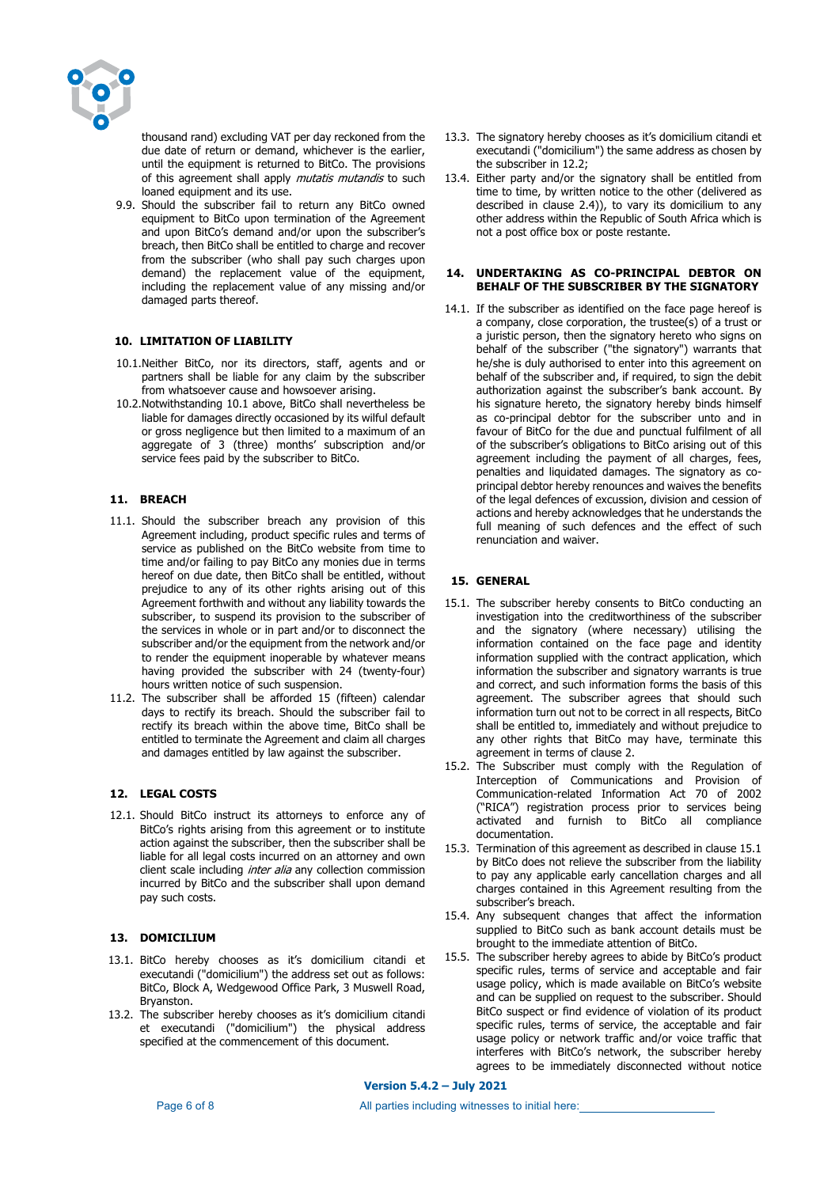thousand rand) excluding VAT per day reckoned from the due date of return or demand, whichever is the earlier, until the equipment is returned to BitCo. The provisions of this agreement shall apply *mutatis mutandis* to such loaned equipment and its use.

9.9. Should the subscriber fail to return any BitCo owned equipment to BitCo upon termination of the Agreement and upon BitCo's demand and/or upon the subscriber's breach, then BitCo shall be entitled to charge and recover from the subscriber (who shall pay such charges upon demand) the replacement value of the equipment, including the replacement value of any missing and/or damaged parts thereof.

## 10. LIMITATION OF LIABILITY

10.1. Neither BitCo, nor its directors, staff, agents and or partners shall be liable for any claim by the subscriber from whatsoever cause and howsoever arising.

10.2. Notwithstanding 10.1 above, BitCo shall nevertheless be liable for damages directly occasioned by its wilful default or gross negligence but then limited to a maximum of an aggregate of 3 (three) months' subscription and/or service fees paid by the subscriber to BitCo.

## 11. BREACH

11.1. Should the subscriber breach any provision of this Agreement including, product specific rules and terms of service as published on the BitCo website from time to time and/or failing to pay BitCo any monies due in terms hereof on due date, then BitCo shall be entitled, without prejudice to any of its other rights arising out of this Agreement forthwith and without any liability towards the subscriber, to suspend its provision to the subscriber of the services in whole or in part and/or to disconnect the subscriber and/or the equipment from the network and/or to render the equipment inoperable by whatever means having provided the subscriber with 24 (twenty-four) hours written notice of such suspension.

11.2. The subscriber shall be afforded 15 (fifteen) calendar days to rectify its breach. Should the subscriber fail to rectify its breach within the above time, BitCo shall be entitled to terminate the Agreement and claim all charges and damages entitled by law against the subscriber.

## 12. LEGAL COSTS

12.1. Should BitCo instruct its attorneys to enforce any of BitCo's rights arising from this agreement or to institute action against the subscriber, then the subscriber shall be liable for all legal costs incurred on an attorney and own client scale including *inter alia* any collection commission incurred by BitCo and the subscriber shall upon demand pay such costs.

## 13. DOMICILIUM

13.1. BitCo hereby chooses as it's domicilium citandi et executandi ("domicilium") the address set out as follows: BitCo, Block A, Wedgewood Office Park, 3 Muswell Road, Bryanston.

13.2. The subscriber hereby chooses as it's domicilium citandi et executandi ("domicilium") the physical address specified at the commencement of this document.

13.3. The signatory hereby chooses as it's domicilium citandi et executandi ("domicilium") the same address as chosen by the subscriber in 12.2;

13.4. Either party and/or the signatory shall be entitled from time to time, by written notice to the other (delivered as described in clause 2.4)), to vary its domicilium to any other address within the Republic of South Africa which is not a post office box or poste restante.

## 14. UNDERTAKING AS CO-PRINCIPAL DEBTOR ON BEHALF OF THE SUBSCRIBER BY THE SIGNATORY

14.1. If the subscriber as identified on the face page hereof is a company, close corporation, the trustee(s) of a trust or a juristic person, then the signatory hereto who signs on behalf of the subscriber ("the signatory") warrants that he/she is duly authorised to enter into this agreement on behalf of the subscriber and, if required, to sign the debit authorization against the subscriber's bank account. By his signature hereto, the signatory hereby binds himself as co-principal debtor for the subscriber unto and in favour of BitCo for the due and punctual fulfilment of all of the subscriber's obligations to BitCo arising out of this agreement including the payment of all charges, fees, penalties and liquidated damages. The signatory as co-principal debtor hereby renounces and waives the benefits of the legal defences of excussion, division and cession of actions and hereby acknowledges that he understands the full meaning of such defences and the effect of such renunciation and waiver.

## 15. GENERAL

15.1. The subscriber hereby consents to BitCo conducting an investigation into the creditworthiness of the subscriber and the signatory (where necessary) utilising the information contained on the face page and identity information supplied with the contract application, which information the subscriber and signatory warrants is true and correct, and such information forms the basis of this agreement. The subscriber agrees that should such information turn out not to be correct in all respects, BitCo shall be entitled to, immediately and without prejudice to any other rights that BitCo may have, terminate this agreement in terms of clause 2.

15.2. The Subscriber must comply with the Regulation of Interception of Communications and Provision of Communication-related Information Act 70 of 2002 ("RICA") registration process prior to services being activated and furnish to BitCo all compliance documentation.

15.3. Termination of this agreement as described in clause 15.1 by BitCo does not relieve the subscriber from the liability to pay any applicable early cancellation charges and all charges contained in this Agreement resulting from the subscriber's breach.

15.4. Any subsequent changes that affect the information supplied to BitCo such as bank account details must be brought to the immediate attention of BitCo.

15.5. The subscriber hereby agrees to abide by BitCo's product specific rules, terms of service and acceptable and fair usage policy, which is made available on BitCo's website and can be supplied on request to the subscriber. Should BitCo suspect or find evidence of violation of its product specific rules, terms of service, the acceptable and fair usage policy or network traffic and/or voice traffic that interferes with BitCo's network, the subscriber hereby agrees to be immediately disconnected without notice

**Version 5.4.2 – July 2021**

All parties including witnesses to initial here:\_\_\_\_\_\_\_\_\_\_\_\_\_\_\_\_\_\_\_\_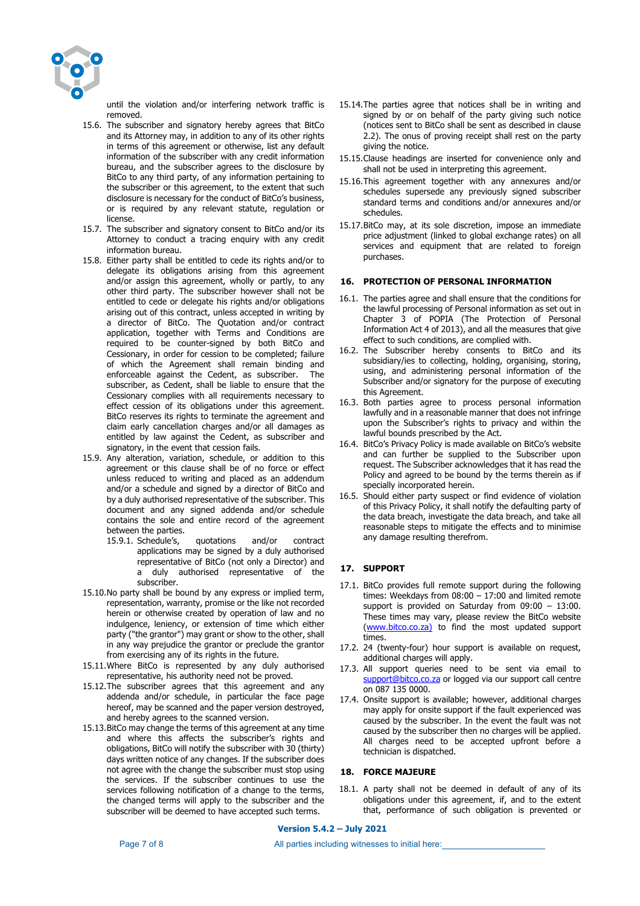until the violation and/or interfering network traffic is removed.

15.6. The subscriber and signatory hereby agrees that BitCo and its Attorney may, in addition to any of its other rights in terms of this agreement or otherwise, list any default information of the subscriber with any credit information bureau, and the subscriber agrees to the disclosure by BitCo to any third party, of any information pertaining to the subscriber or this agreement, to the extent that such disclosure is necessary for the conduct of BitCo's business, or is required by any relevant statute, regulation or license.

15.7. The subscriber and signatory consent to BitCo and/or its Attorney to conduct a tracing enquiry with any credit information bureau.

15.8. Either party shall be entitled to cede its rights and/or to delegate its obligations arising from this agreement and/or assign this agreement, wholly or partly, to any other third party. The subscriber however shall not be entitled to cede or delegate his rights and/or obligations arising out of this contract, unless accepted in writing by a director of BitCo. The Quotation and/or contract application, together with Terms and Conditions are required to be counter-signed by both BitCo and Cessionary, in order for cession to be completed; failure of which the Agreement shall remain binding and enforceable against the Cedent, as subscriber. The subscriber, as Cedent, shall be liable to ensure that the Cessionary complies with all requirements necessary to effect cession of its obligations under this agreement. BitCo reserves its rights to terminate the agreement and claim early cancellation charges and/or all damages as entitled by law against the Cedent, as subscriber and signatory, in the event that cession fails.

15.9. Any alteration, variation, schedule, or addition to this agreement or this clause shall be of no force or effect unless reduced to writing and placed as an addendum and/or a schedule and signed by a director of BitCo and by a duly authorised representative of the subscriber. This document and any signed addenda and/or schedule contains the sole and entire record of the agreement between the parties.

   15.9.1. Schedule's, quotations and/or contract applications may be signed by a duly authorised representative of BitCo (not only a Director) and a duly authorised representative of the subscriber.

15.10. No party shall be bound by any express or implied term, representation, warranty, promise or the like not recorded herein or otherwise created by operation of law and no indulgence, leniency, or extension of time which either party ("the grantor") may grant or show to the other, shall in any way prejudice the grantor or preclude the grantor from exercising any of its rights in the future.

15.11. Where BitCo is represented by any duly authorised representative, his authority need not be proved.

15.12. The subscriber agrees that this agreement and any addenda and/or schedule, in particular the face page hereof, may be scanned and the paper version destroyed, and hereby agrees to the scanned version.

15.13. BitCo may change the terms of this agreement at any time and where this affects the subscriber's rights and obligations, BitCo will notify the subscriber with 30 (thirty) days written notice of any changes. If the subscriber does not agree with the change the subscriber must stop using the services. If the subscriber continues to use the services following notification of a change to the terms, the changed terms will apply to the subscriber and the subscriber will be deemed to have accepted such terms.

15.14. The parties agree that notices shall be in writing and signed by or on behalf of the party giving such notice (notices sent to BitCo shall be sent as described in clause 2.2). The onus of proving receipt shall rest on the party giving the notice.

15.15. Clause headings are inserted for convenience only and shall not be used in interpreting this agreement.

15.16. This agreement together with any annexures and/or schedules supersede any previously signed subscriber standard terms and conditions and/or annexures and/or schedules.

15.17. BitCo may, at its sole discretion, impose an immediate price adjustment (linked to global exchange rates) on all services and equipment that are related to foreign purchases.

## 16. PROTECTION OF PERSONAL INFORMATION

16.1. The parties agree and shall ensure that the conditions for the lawful processing of Personal information as set out in Chapter 3 of POPIA (The Protection of Personal Information Act 4 of 2013), and all the measures that give effect to such conditions, are complied with.

16.2. The Subscriber hereby consents to BitCo and its subsidiary/ies to collecting, holding, organising, storing, using, and administering personal information of the Subscriber and/or signatory for the purpose of executing this Agreement.

16.3. Both parties agree to process personal information lawfully and in a reasonable manner that does not infringe upon the Subscriber's rights to privacy and within the lawful bounds prescribed by the Act.

16.4. BitCo's Privacy Policy is made available on BitCo's website and can further be supplied to the Subscriber upon request. The Subscriber acknowledges that it has read the Policy and agreed to be bound by the terms therein as if specially incorporated herein.

16.5. Should either party suspect or find evidence of violation of this Privacy Policy, it shall notify the defaulting party of the data breach, investigate the data breach, and take all reasonable steps to mitigate the effects and to minimise any damage resulting therefrom.

## 17. SUPPORT

17.1. BitCo provides full remote support during the following times: Weekdays from 08:00 – 17:00 and limited remote support is provided on Saturday from 09:00 – 13:00. These times may vary, please review the BitCo website ([www.bitco.co.za)](http://www.bitco.co.za) to find the most updated support times.

17.2. 24 (twenty-four) hour support is available on request, additional charges will apply.

17.3. All support queries need to be sent via email to [support@bitco.co.za](mailto:support@bitco.co.za) or logged via our support call centre on 087 135 0000.

17.4. Onsite support is available; however, additional charges may apply for onsite support if the fault experienced was caused by the subscriber. In the event the fault was not caused by the subscriber then no charges will be applied. All charges need to be accepted upfront before a technician is dispatched.

## 18. FORCE MAJEURE

18.1. A party shall not be deemed in default of any of its obligations under this agreement, if, and to the extent that, performance of such obligation is prevented or

**Version 5.4.2 – July 2021**

All parties including witnesses to initial here: ____________________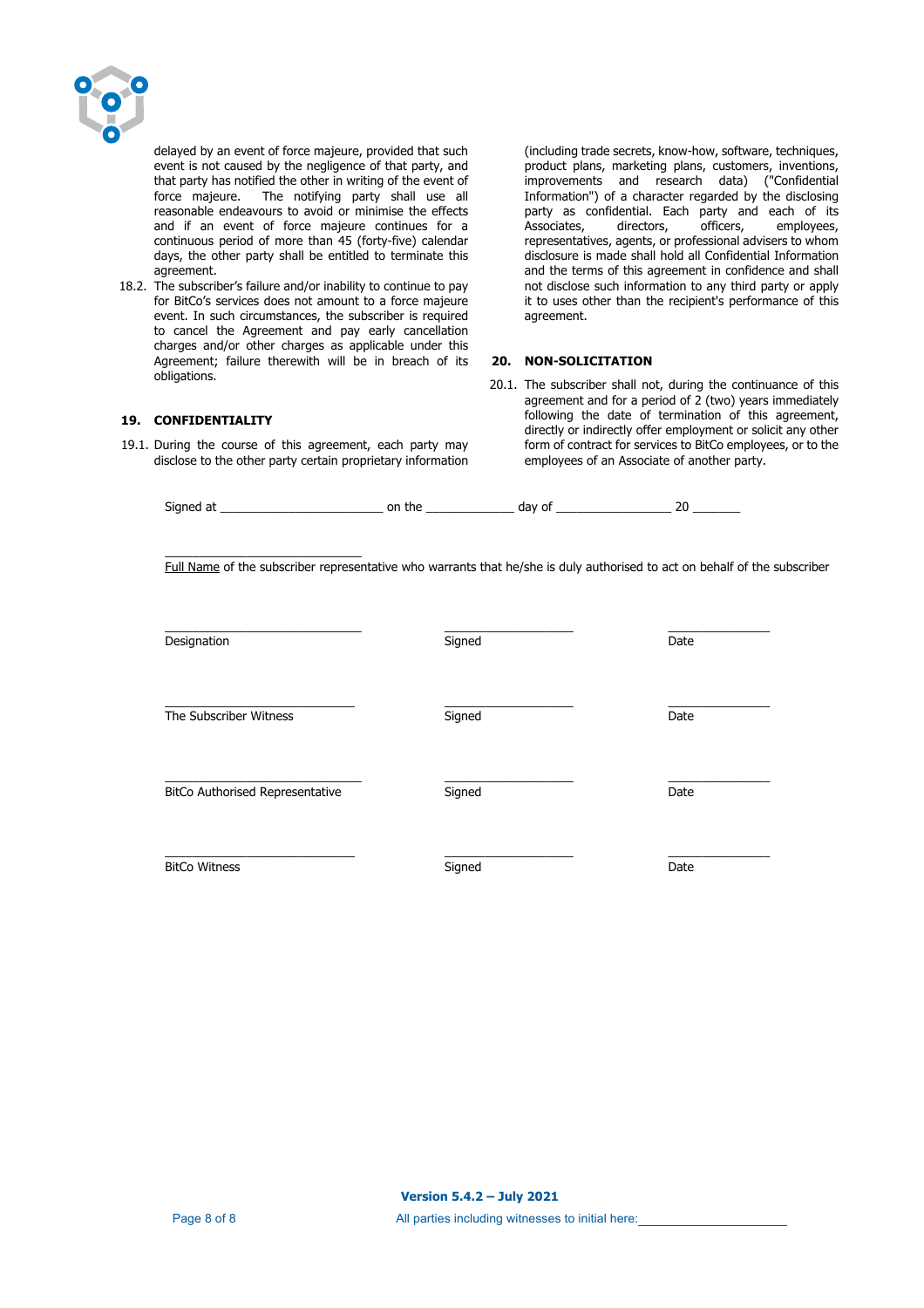delayed by an event of force majeure, provided that such event is not caused by the negligence of that party, and that party has notified the other in writing of the event of force majeure. The notifying party shall use all reasonable endeavours to avoid or minimise the effects and if an event of force majeure continues for a continuous period of more than 45 (forty-five) calendar days, the other party shall be entitled to terminate this agreement.

18.2. The subscriber's failure and/or inability to continue to pay for BitCo's services does not amount to a force majeure event. In such circumstances, the subscriber is required to cancel the Agreement and pay early cancellation charges and/or other charges as applicable under this Agreement; failure therewith will be in breach of its obligations.

## 19. CONFIDENTIALITY

19.1. During the course of this agreement, each party may disclose to the other party certain proprietary information (including trade secrets, know-how, software, techniques, product plans, marketing plans, customers, inventions, improvements and research data) ("Confidential Information") of a character regarded by the disclosing party as confidential. Each party and each of its Associates, directors, officers, employees, representatives, agents, or professional advisers to whom disclosure is made shall hold all Confidential Information and the terms of this agreement in confidence and shall not disclose such information to any third party or apply it to uses other than the recipient's performance of this agreement.

## 20. NON-SOLICITATION

20.1. The subscriber shall not, during the continuance of this agreement and for a period of 2 (two) years immediately following the date of termination of this agreement, directly or indirectly offer employment or solicit any other form of contract for services to BitCo employees, or to the employees of an Associate of another party.

Signed at ______________________ on the ____________ day of ________________ 20 _______

______________________________
Full Name of the subscriber representative who warrants that he/she is duly authorised to act on behalf of the subscriber

| | | |
|---|---|---|
| ______________________________ Designation | ____________________ Signed | ________________ Date |
| ______________________________ The Subscriber Witness | ____________________ Signed | ________________ Date |
| ______________________________ BitCo Authorised Representative | ____________________ Signed | ________________ Date |
| ______________________________ BitCo Witness | ____________________ Signed | ________________ Date |

**Version 5.4.2 – July 2021**

All parties including witnesses to initial here: ______________________